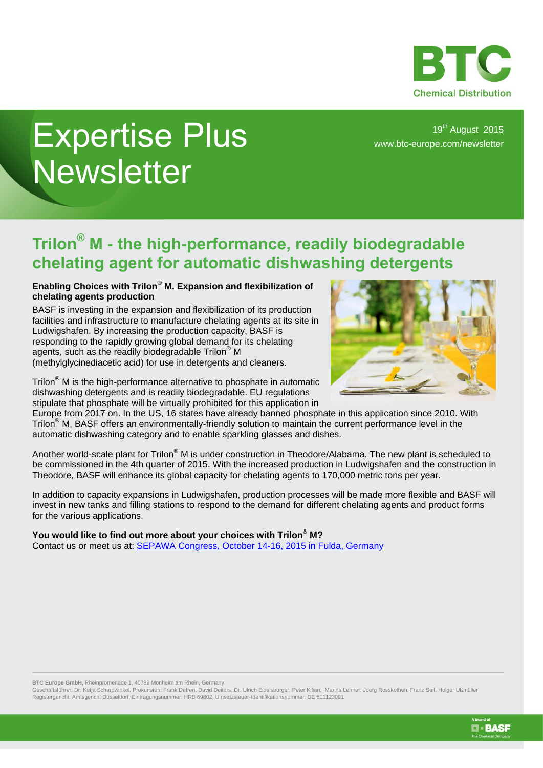BTC
Chemical Distribution

# Expertise Plus Newsletter

19th August 2015
www.btc-europe.com/newsletter

## Trilon® M - the high-performance, readily biodegradable chelating agent for automatic dishwashing detergents

**Enabling Choices with Trilon® M. Expansion and flexibilization of chelating agents production**

BASF is investing in the expansion and flexibilization of its production facilities and infrastructure to manufacture chelating agents at its site in Ludwigshafen. By increasing the production capacity, BASF is responding to the rapidly growing global demand for its chelating agents, such as the readily biodegradable Trilon® M (methylglycinediacetic acid) for use in detergents and cleaners.

Trilon® M is the high-performance alternative to phosphate in automatic dishwashing detergents and is readily biodegradable. EU regulations stipulate that phosphate will be virtually prohibited for this application in Europe from 2017 on. In the US, 16 states have already banned phosphate in this application since 2010. With Trilon® M, BASF offers an environmentally-friendly solution to maintain the current performance level in the automatic dishwashing category and to enable sparkling glasses and dishes.

Another world-scale plant for Trilon® M is under construction in Theodore/Alabama. The new plant is scheduled to be commissioned in the 4th quarter of 2015. With the increased production in Ludwigshafen and the construction in Theodore, BASF will enhance its global capacity for chelating agents to 170,000 metric tons per year.

In addition to capacity expansions in Ludwigshafen, production processes will be made more flexible and BASF will invest in new tanks and filling stations to respond to the demand for different chelating agents and product forms for the various applications.

**You would like to find out more about your choices with Trilon® M?**
Contact us or meet us at: SEPAWA Congress, October 14-16, 2015 in Fulda, Germany

**BTC Europe GmbH**, Rheinpromenade 1, 40789 Monheim am Rhein, Germany
Geschäftsführer: Dr. Katja Scharpwinkel, Prokuristen: Frank Defren, David Deiters, Dr. Ulrich Eidelsburger, Peter Kilian, Marina Lehner, Joerg Rosskothen, Franz Saif, Holger Ußmüller
Registergericht: Amtsgericht Düsseldorf, Eintragungsnummer: HRB 69802, Umsatzsteuer-Identifikationsnummer: DE 811123091

A brand of BASF The Chemical Company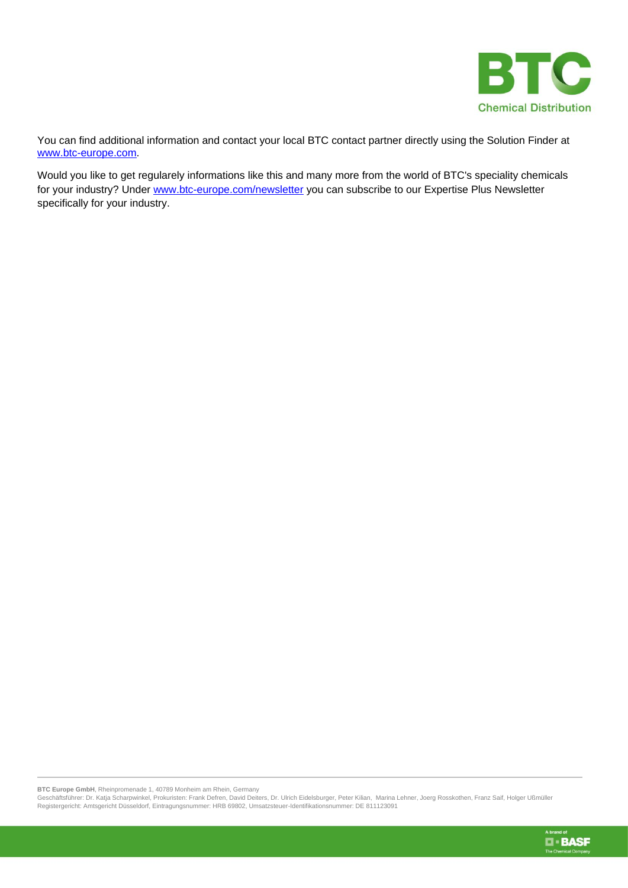You can find additional information and contact your local BTC contact partner directly using the Solution Finder at [www.btc-europe.com](http://www.btc-europe.com).

Would you like to get regularely informations like this and many more from the world of BTC's speciality chemicals for your industry? Under [www.btc-europe.com/newsletter](http://www.btc-europe.com/newsletter) you can subscribe to our Expertise Plus Newsletter specifically for your industry.

**BTC Europe GmbH**, Rheinpromenade 1, 40789 Monheim am Rhein, Germany
Geschäftsführer: Dr. Katja Scharpwinkel, Prokuristen: Frank Defren, David Deiters, Dr. Ulrich Eidelsburger, Peter Kilian, Marina Lehner, Joerg Rosskothen, Franz Saif, Holger Ußmüller
Registergericht: Amtsgericht Düsseldorf, Eintragungsnummer: HRB 69802, Umsatzsteuer-Identifikationsnummer: DE 811123091